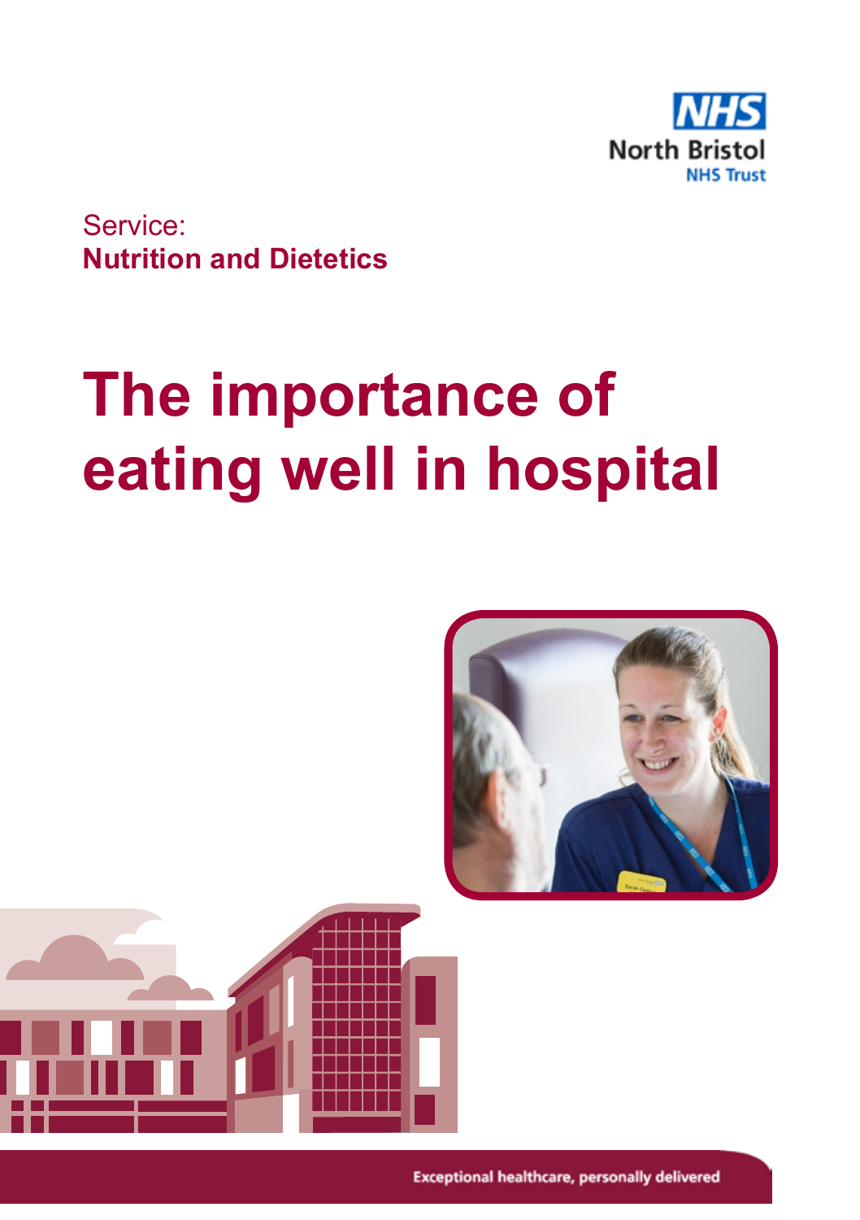NHS North Bristol NHS Trust

Service:
**Nutrition and Dietetics**

# The importance of eating well in hospital

Exceptional healthcare, personally delivered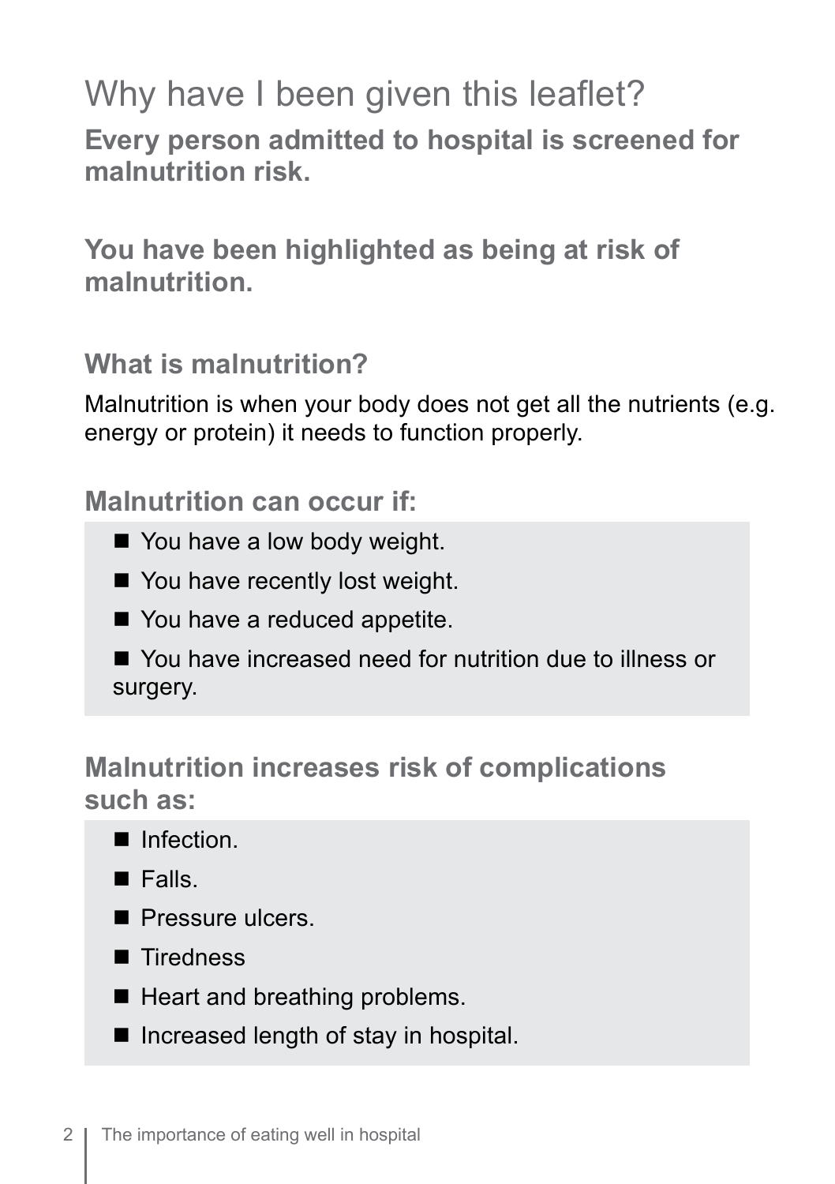# Why have I been given this leaflet?

**Every person admitted to hospital is screened for malnutrition risk.**

**You have been highlighted as being at risk of malnutrition.**

## What is malnutrition?

Malnutrition is when your body does not get all the nutrients (e.g. energy or protein) it needs to function properly.

## Malnutrition can occur if:

- You have a low body weight.
- You have recently lost weight.
- You have a reduced appetite.
- You have increased need for nutrition due to illness or surgery.

## Malnutrition increases risk of complications such as:

- Infection.
- Falls.
- Pressure ulcers.
- Tiredness
- Heart and breathing problems.
- Increased length of stay in hospital.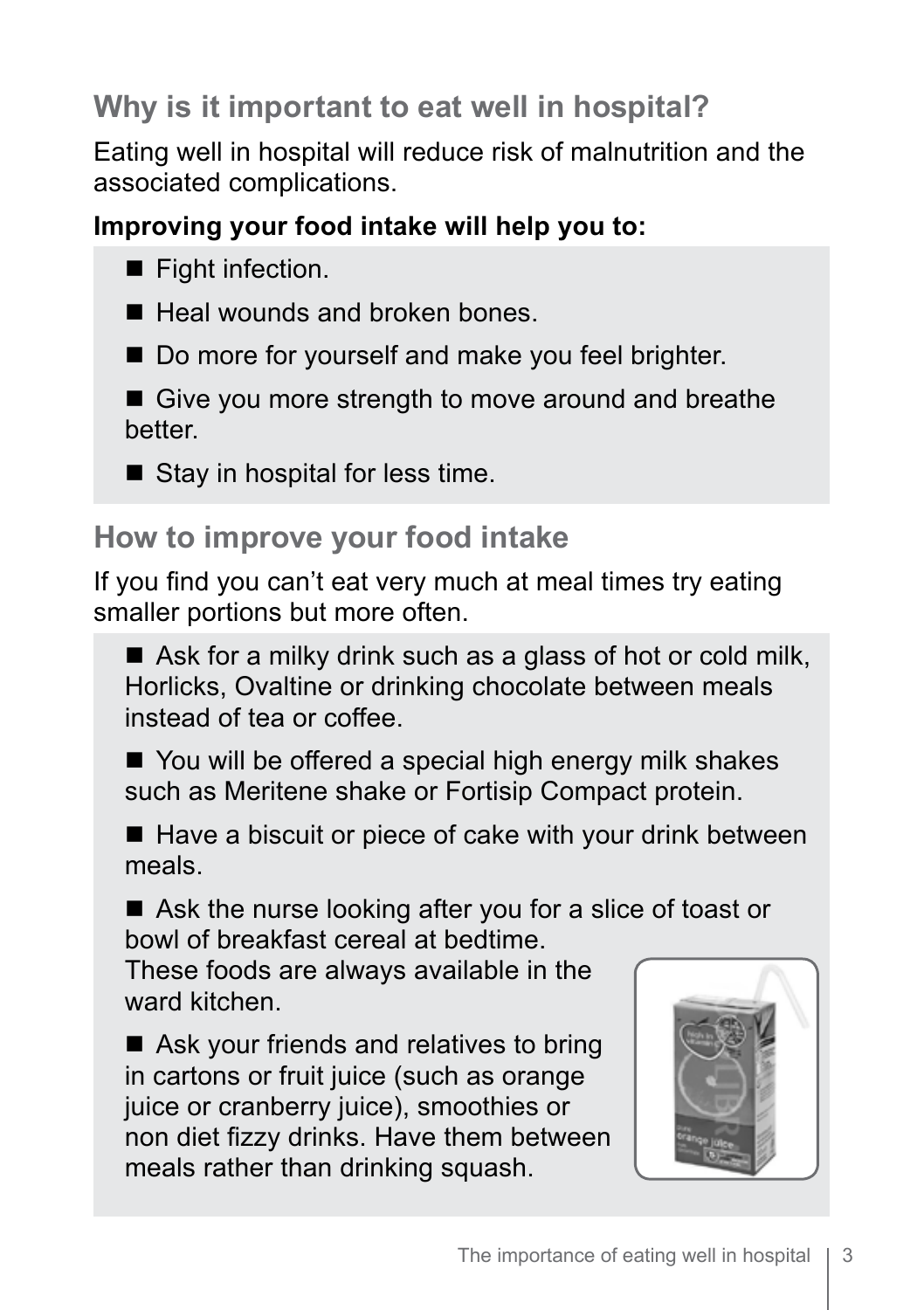## Why is it important to eat well in hospital?

Eating well in hospital will reduce risk of malnutrition and the associated complications.

**Improving your food intake will help you to:**

- Fight infection.
- Heal wounds and broken bones.
- Do more for yourself and make you feel brighter.
- Give you more strength to move around and breathe better.
- Stay in hospital for less time.

## How to improve your food intake

If you find you can't eat very much at meal times try eating smaller portions but more often.

- Ask for a milky drink such as a glass of hot or cold milk, Horlicks, Ovaltine or drinking chocolate between meals instead of tea or coffee.
- You will be offered a special high energy milk shakes such as Meritene shake or Fortisip Compact protein.
- Have a biscuit or piece of cake with your drink between meals.
- Ask the nurse looking after you for a slice of toast or bowl of breakfast cereal at bedtime. These foods are always available in the ward kitchen.
- Ask your friends and relatives to bring in cartons or fruit juice (such as orange juice or cranberry juice), smoothies or non diet fizzy drinks. Have them between meals rather than drinking squash.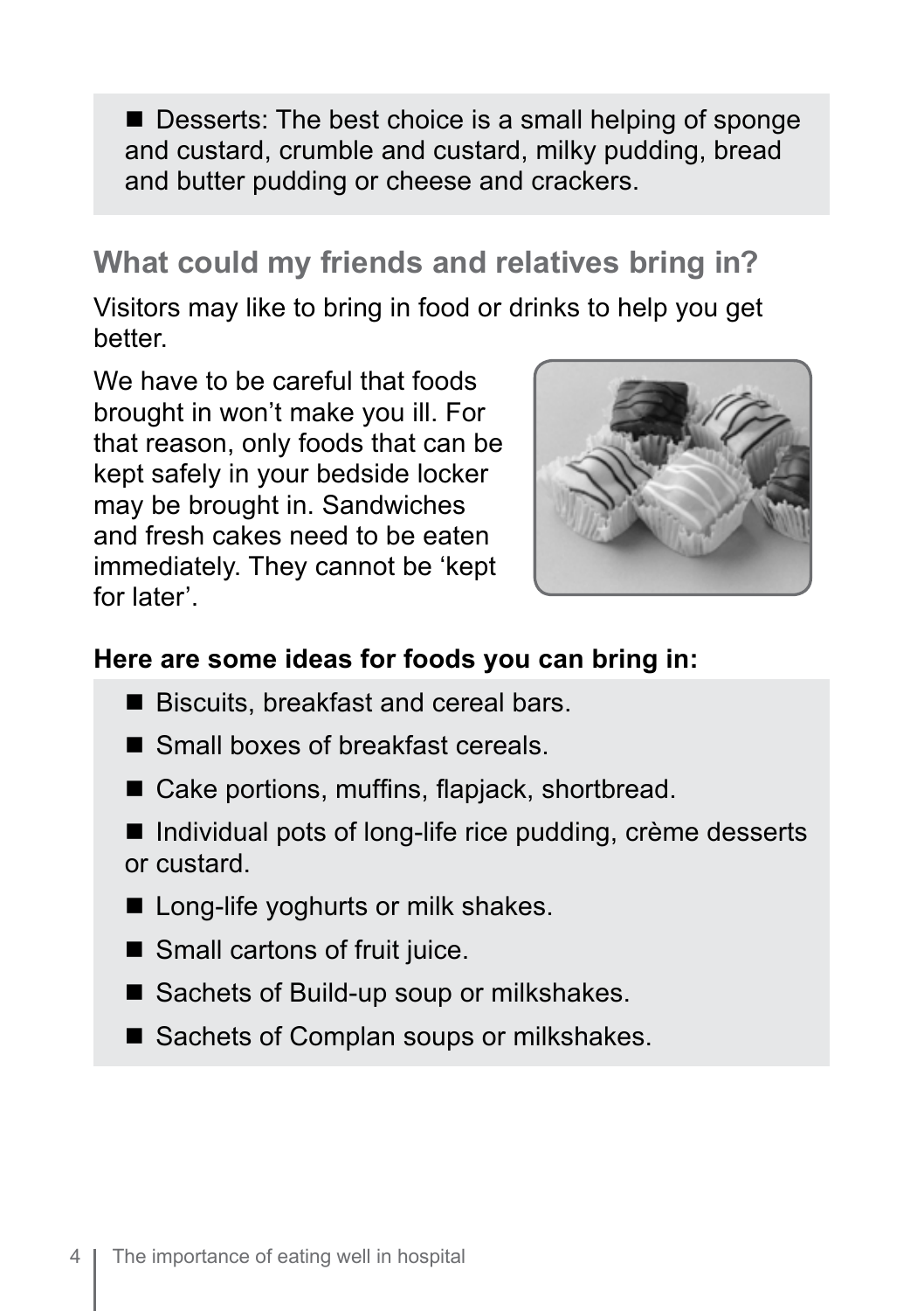- Desserts: The best choice is a small helping of sponge and custard, crumble and custard, milky pudding, bread and butter pudding or cheese and crackers.

## What could my friends and relatives bring in?

Visitors may like to bring in food or drinks to help you get better.

We have to be careful that foods brought in won't make you ill. For that reason, only foods that can be kept safely in your bedside locker may be brought in. Sandwiches and fresh cakes need to be eaten immediately. They cannot be 'kept for later'.

**Here are some ideas for foods you can bring in:**

- Biscuits, breakfast and cereal bars.
- Small boxes of breakfast cereals.
- Cake portions, muffins, flapjack, shortbread.
- Individual pots of long-life rice pudding, crème desserts or custard.
- Long-life yoghurts or milk shakes.
- Small cartons of fruit juice.
- Sachets of Build-up soup or milkshakes.
- Sachets of Complan soups or milkshakes.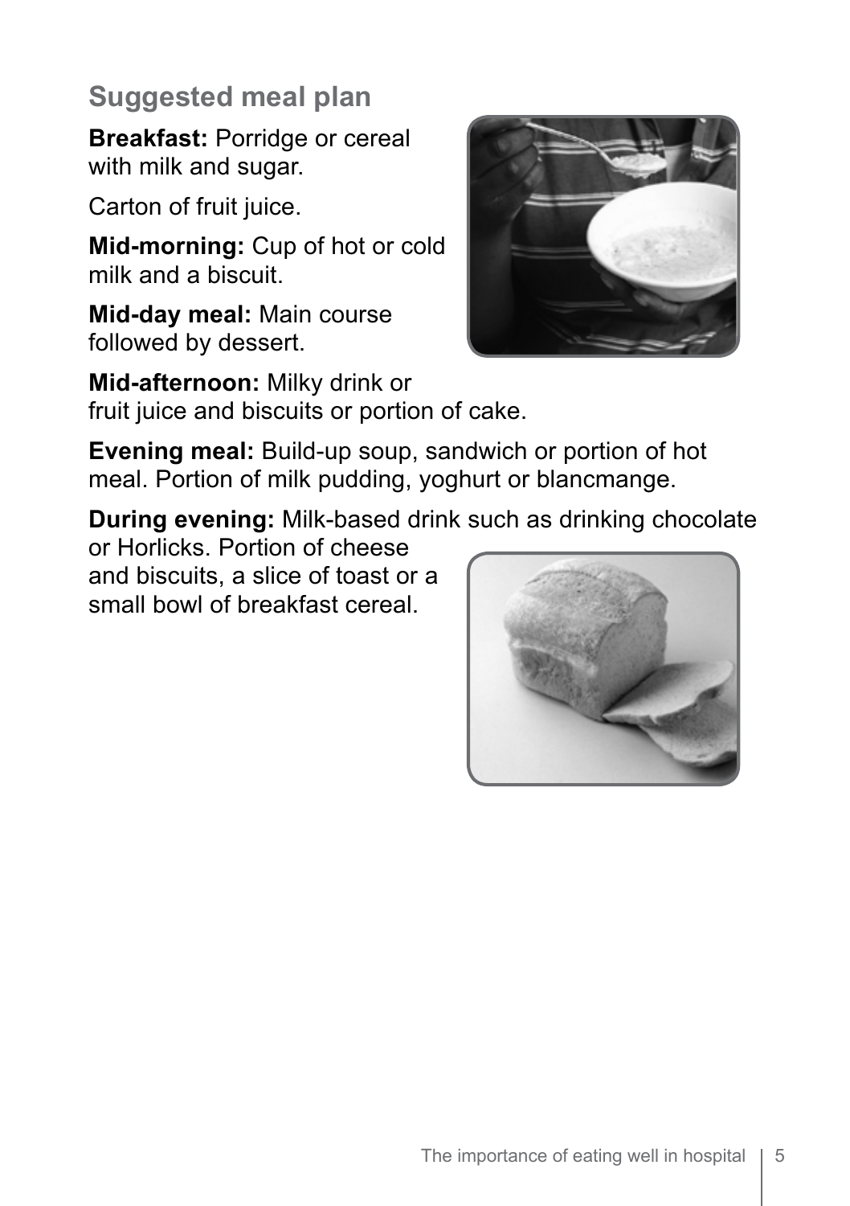## Suggested meal plan

**Breakfast:** Porridge or cereal with milk and sugar.

Carton of fruit juice.

**Mid-morning:** Cup of hot or cold milk and a biscuit.

**Mid-day meal:** Main course followed by dessert.

**Mid-afternoon:** Milky drink or fruit juice and biscuits or portion of cake.

**Evening meal:** Build-up soup, sandwich or portion of hot meal. Portion of milk pudding, yoghurt or blancmange.

**During evening:** Milk-based drink such as drinking chocolate or Horlicks. Portion of cheese and biscuits, a slice of toast or a small bowl of breakfast cereal.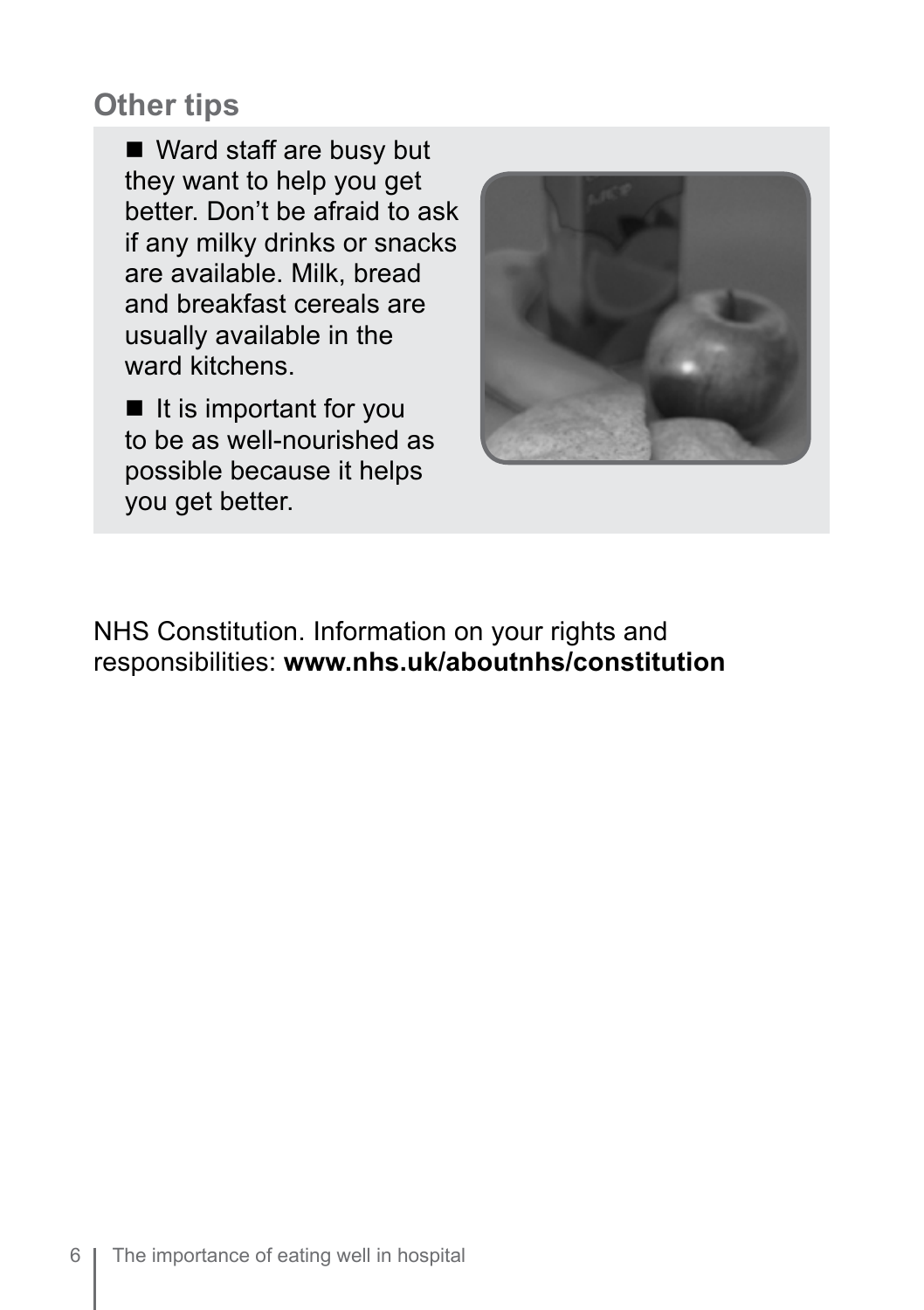## Other tips

- Ward staff are busy but they want to help you get better. Don't be afraid to ask if any milky drinks or snacks are available. Milk, bread and breakfast cereals are usually available in the ward kitchens.
- It is important for you to be as well-nourished as possible because it helps you get better.

NHS Constitution. Information on your rights and responsibilities: **www.nhs.uk/aboutnhs/constitution**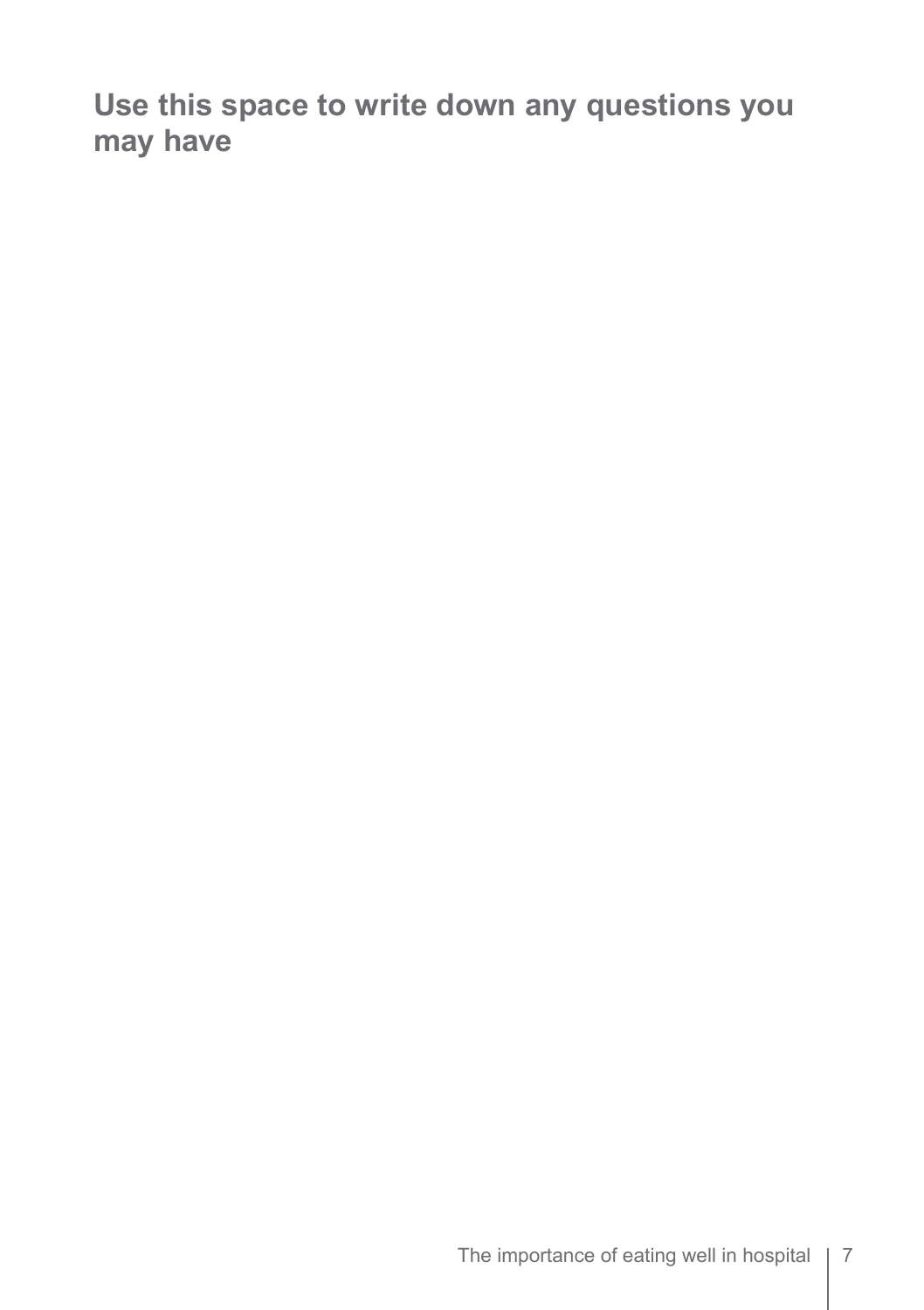## Use this space to write down any questions you may have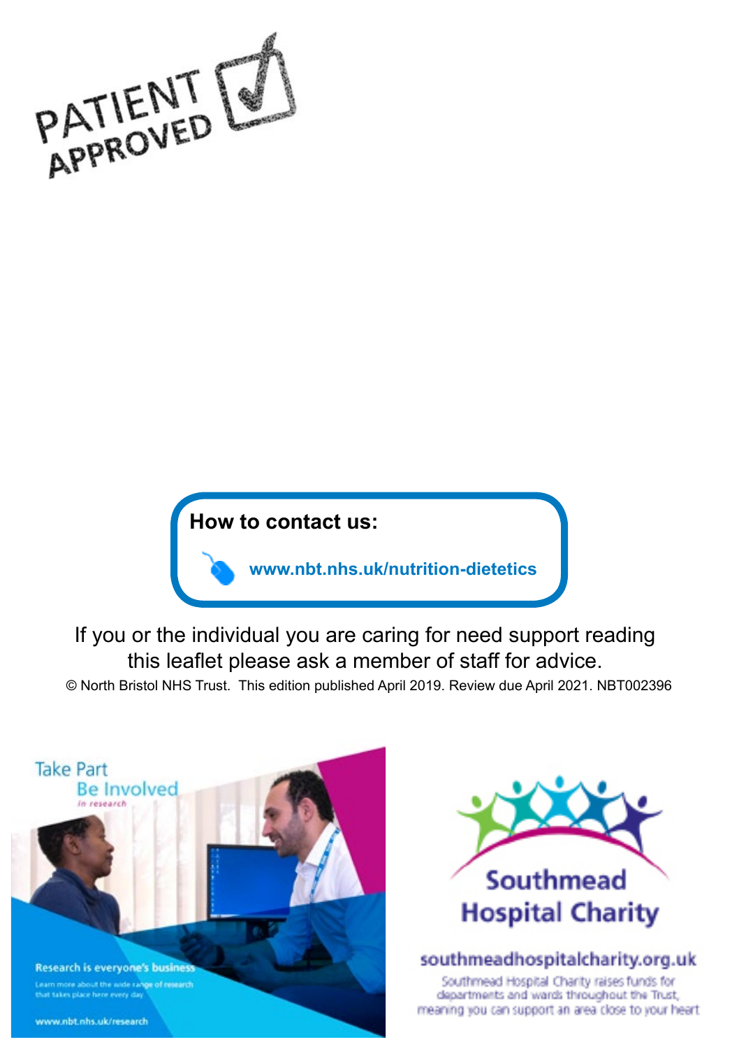PATIENT APPROVED

**How to contact us:**

www.nbt.nhs.uk/nutrition-dietetics

If you or the individual you are caring for need support reading this leaflet please ask a member of staff for advice.

© North Bristol NHS Trust. This edition published April 2019. Review due April 2021. NBT002396

Take Part
Be Involved
*in research*

Research is everyone's business

Learn more about the wide range of research that takes place here every day

www.nbt.nhs.uk/research

Southmead Hospital Charity

southmeadhospitalcharity.org.uk

Southmead Hospital Charity raises funds for departments and wards throughout the Trust, meaning you can support an area close to your heart